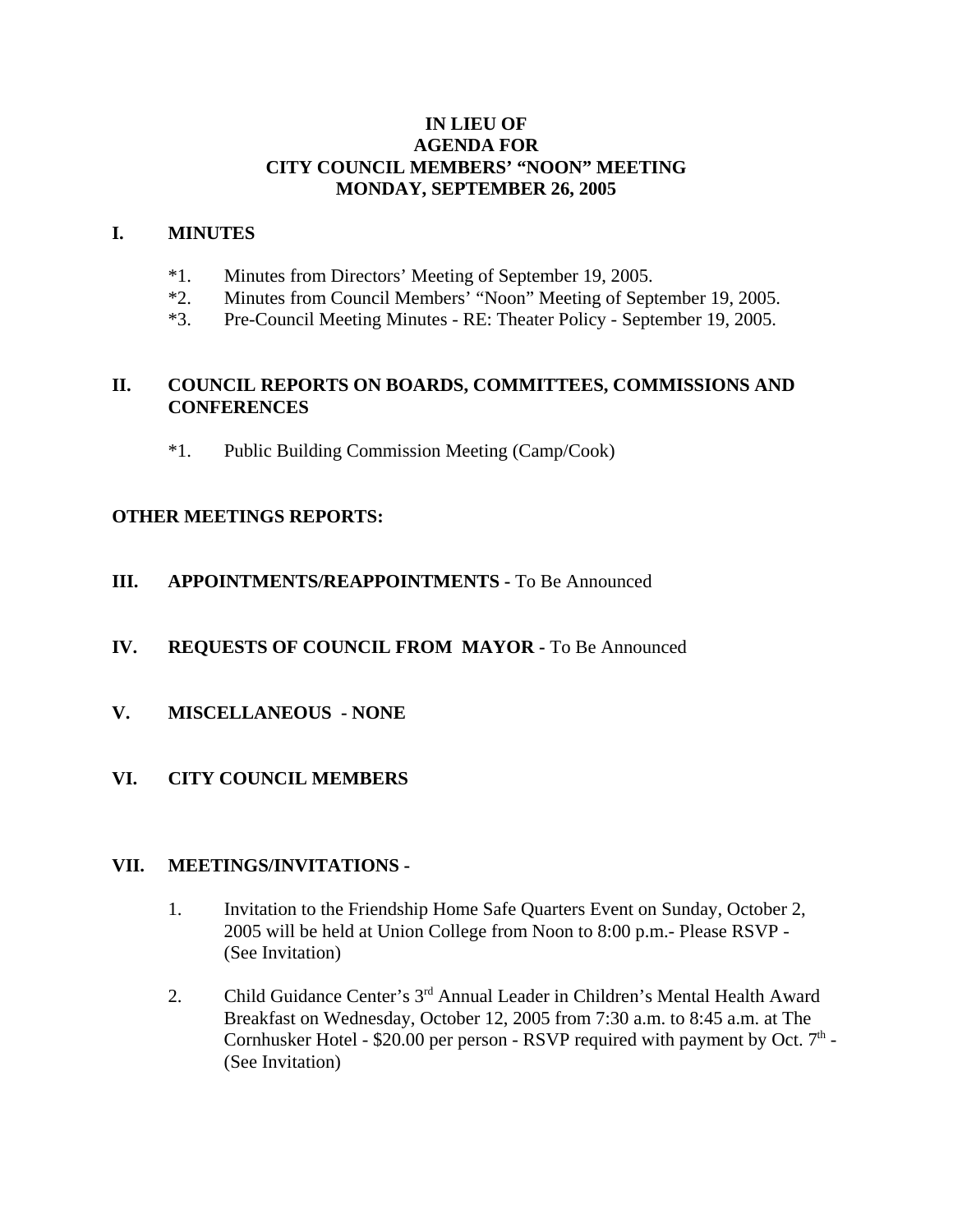**IN LIEU OF**
**AGENDA FOR**
**CITY COUNCIL MEMBERS' "NOON" MEETING**
**MONDAY, SEPTEMBER 26, 2005**

## I. MINUTES

*1. Minutes from Directors' Meeting of September 19, 2005.
*2. Minutes from Council Members' "Noon" Meeting of September 19, 2005.
*3. Pre-Council Meeting Minutes - RE: Theater Policy - September 19, 2005.

## II. COUNCIL REPORTS ON BOARDS, COMMITTEES, COMMISSIONS AND CONFERENCES

*1. Public Building Commission Meeting (Camp/Cook)

**OTHER MEETINGS REPORTS:**

## III. APPOINTMENTS/REAPPOINTMENTS - To Be Announced

## IV. REQUESTS OF COUNCIL FROM MAYOR - To Be Announced

## V. MISCELLANEOUS - NONE

## VI. CITY COUNCIL MEMBERS

## VII. MEETINGS/INVITATIONS -

1. Invitation to the Friendship Home Safe Quarters Event on Sunday, October 2, 2005 will be held at Union College from Noon to 8:00 p.m.- Please RSVP - (See Invitation)

2. Child Guidance Center's 3rd Annual Leader in Children's Mental Health Award Breakfast on Wednesday, October 12, 2005 from 7:30 a.m. to 8:45 a.m. at The Cornhusker Hotel - $20.00 per person - RSVP required with payment by Oct. 7th - (See Invitation)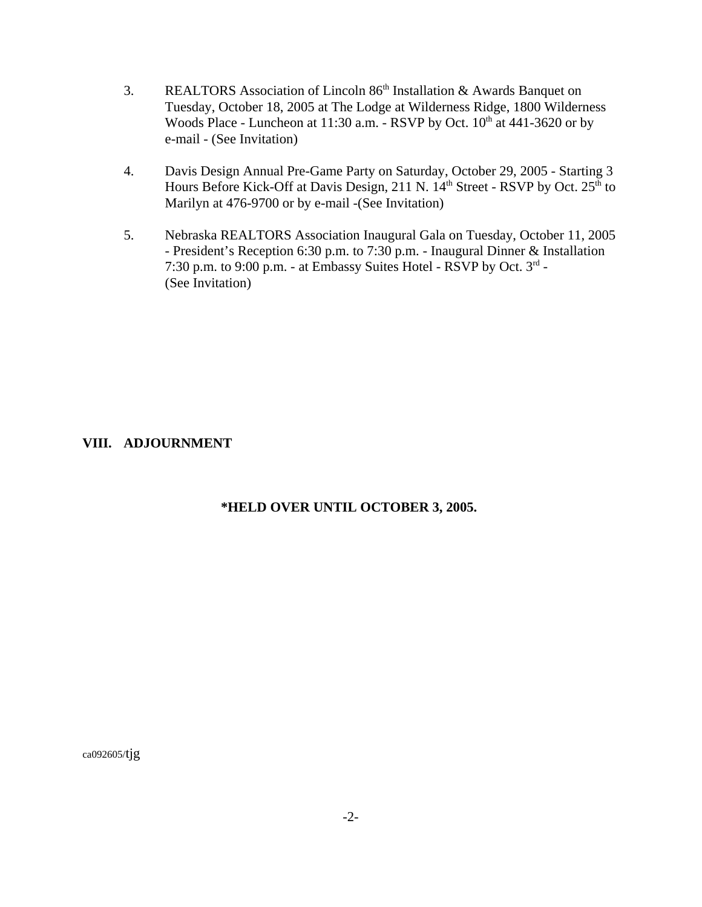3. REALTORS Association of Lincoln 86th Installation & Awards Banquet on Tuesday, October 18, 2005 at The Lodge at Wilderness Ridge, 1800 Wilderness Woods Place - Luncheon at 11:30 a.m. - RSVP by Oct. 10th at 441-3620 or by e-mail - (See Invitation)

4. Davis Design Annual Pre-Game Party on Saturday, October 29, 2005 - Starting 3 Hours Before Kick-Off at Davis Design, 211 N. 14th Street - RSVP by Oct. 25th to Marilyn at 476-9700 or by e-mail -(See Invitation)

5. Nebraska REALTORS Association Inaugural Gala on Tuesday, October 11, 2005 - President's Reception 6:30 p.m. to 7:30 p.m. - Inaugural Dinner & Installation 7:30 p.m. to 9:00 p.m. - at Embassy Suites Hotel - RSVP by Oct. 3rd - (See Invitation)

**VIII. ADJOURNMENT**

**\*HELD OVER UNTIL OCTOBER 3, 2005.**

ca092605/tjg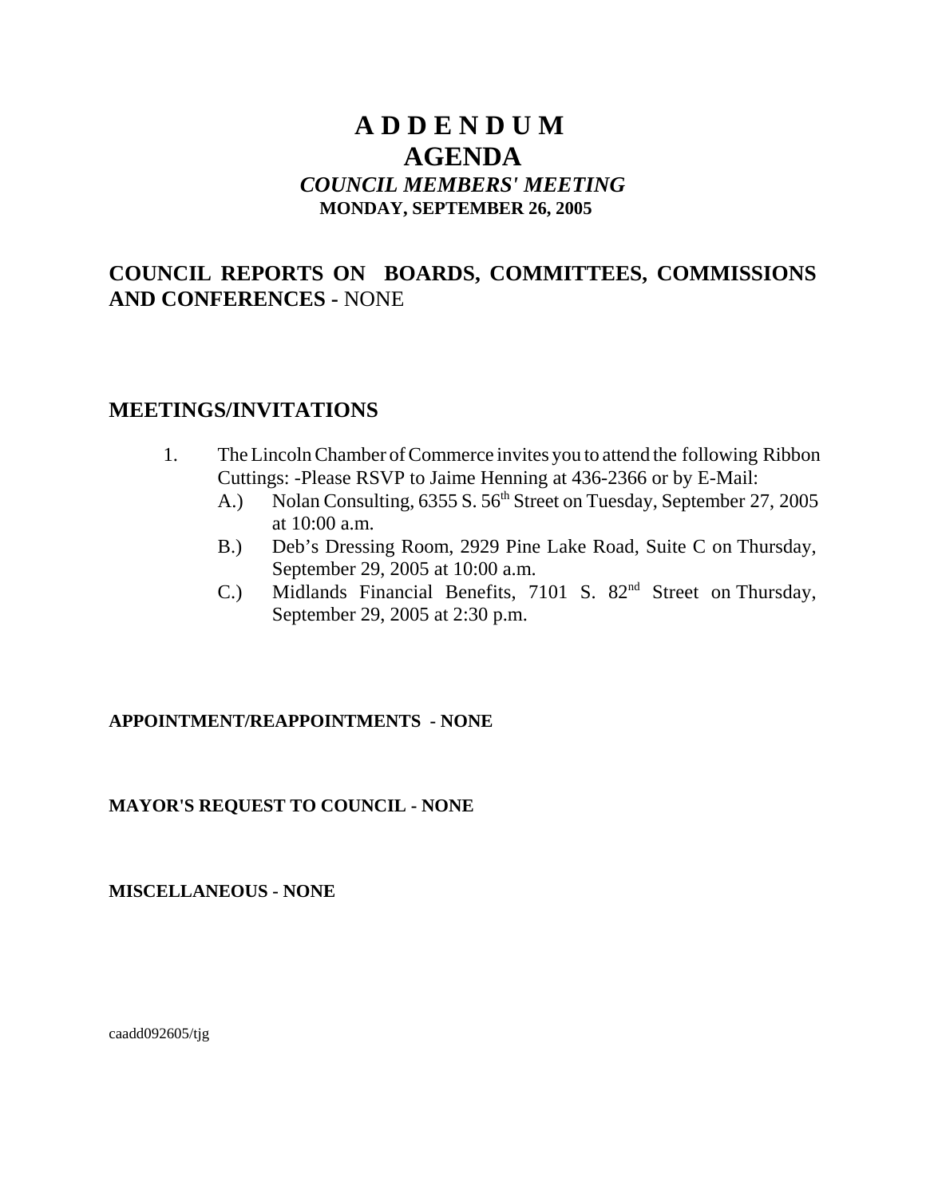# A D D E N D U M
# AGENDA
### *COUNCIL MEMBERS' MEETING*
**MONDAY, SEPTEMBER 26, 2005**

## COUNCIL REPORTS ON BOARDS, COMMITTEES, COMMISSIONS AND CONFERENCES - NONE

## MEETINGS/INVITATIONS

1. The Lincoln Chamber of Commerce invites you to attend the following Ribbon Cuttings: -Please RSVP to Jaime Henning at 436-2366 or by E-Mail:
   - A.) Nolan Consulting, 6355 S. 56th Street on Tuesday, September 27, 2005 at 10:00 a.m.
   - B.) Deb's Dressing Room, 2929 Pine Lake Road, Suite C on Thursday, September 29, 2005 at 10:00 a.m.
   - C.) Midlands Financial Benefits, 7101 S. 82nd Street on Thursday, September 29, 2005 at 2:30 p.m.

**APPOINTMENT/REAPPOINTMENTS - NONE**

**MAYOR'S REQUEST TO COUNCIL - NONE**

**MISCELLANEOUS - NONE**

caadd092605/tjg